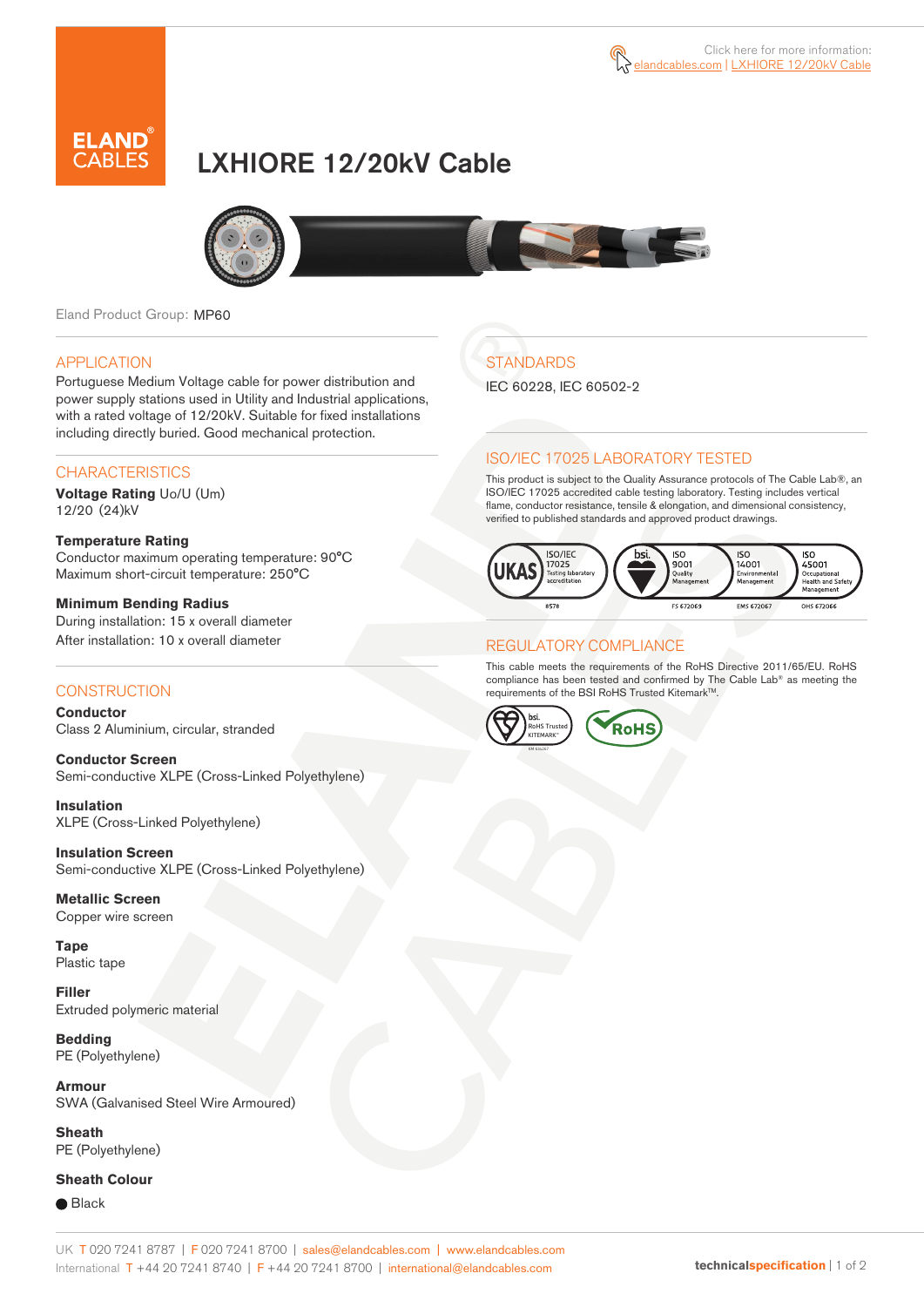Click here for more information: elandcables.com | LXHIORE 12/20kV Cable

ELAND CABLES

# LXHIORE 12/20kV Cable

Eland Product Group: MP60

## APPLICATION

Portuguese Medium Voltage cable for power distribution and power supply stations used in Utility and Industrial applications, with a rated voltage of 12/20kV. Suitable for fixed installations including directly buried. Good mechanical protection.

## CHARACTERISTICS

**Voltage Rating** Uo/U (Um)
12/20 (24)kV

**Temperature Rating**
Conductor maximum operating temperature: 90°C
Maximum short-circuit temperature: 250°C

**Minimum Bending Radius**
During installation: 15 x overall diameter
After installation: 10 x overall diameter

## CONSTRUCTION

**Conductor**
Class 2 Aluminium, circular, stranded

**Conductor Screen**
Semi-conductive XLPE (Cross-Linked Polyethylene)

**Insulation**
XLPE (Cross-Linked Polyethylene)

**Insulation Screen**
Semi-conductive XLPE (Cross-Linked Polyethylene)

**Metallic Screen**
Copper wire screen

**Tape**
Plastic tape

**Filler**
Extruded polymeric material

**Bedding**
PE (Polyethylene)

**Armour**
SWA (Galvanised Steel Wire Armoured)

**Sheath**
PE (Polyethylene)

**Sheath Colour**
● Black

## STANDARDS

IEC 60228, IEC 60502-2

## ISO/IEC 17025 LABORATORY TESTED

This product is subject to the Quality Assurance protocols of The Cable Lab®, an ISO/IEC 17025 accredited cable testing laboratory. Testing includes vertical flame, conductor resistance, tensile & elongation, and dimensional consistency, verified to published standards and approved product drawings.

UKAS ISO/IEC 17025 Testing laboratory accreditation 8578 | bsi. ISO 9001 Quality Management FS 672069 | ISO 14001 Environmental Management EMS 672067 | ISO 45001 Occupational Health and Safety Management OHS 672066

## REGULATORY COMPLIANCE

This cable meets the requirements of the RoHS Directive 2011/65/EU. RoHS compliance has been tested and confirmed by The Cable Lab® as meeting the requirements of the BSI RoHS Trusted Kitemark™.

bsi. RoHS Trusted KITEMARK™ | RoHS

UK T 020 7241 8787 | F 020 7241 8700 | sales@elandcables.com | www.elandcables.com
International T +44 20 7241 8740 | F +44 20 7241 8700 | international@elandcables.com

technicalspecification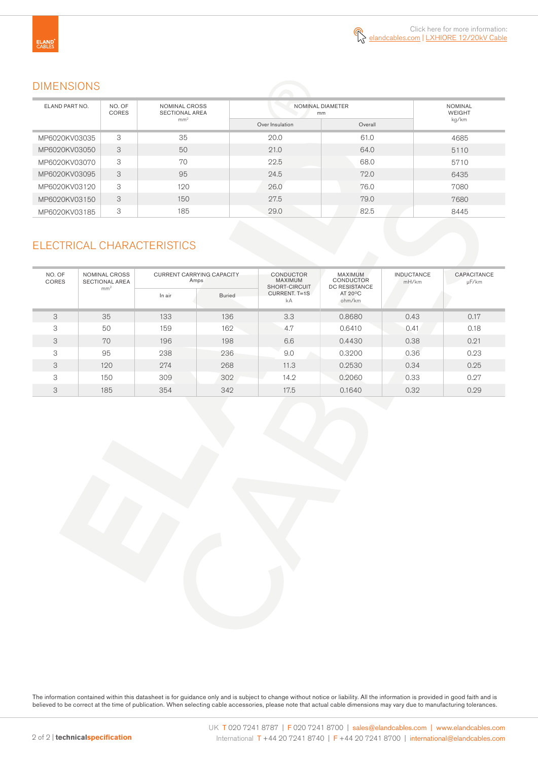Click here for more information: elandcables.com | LXHIORE 12/20kV Cable

## DIMENSIONS

| ELAND PART NO. | NO. OF CORES | NOMINAL CROSS SECTIONAL AREA mm² | NOMINAL DIAMETER mm | | NOMINAL WEIGHT kg/km |
|---|---|---|---|---|---|
| | | | Over Insulation | Overall | |
| MP6020KV03035 | 3 | 35 | 20.0 | 61.0 | 4685 |
| MP6020KV03050 | 3 | 50 | 21.0 | 64.0 | 5110 |
| MP6020KV03070 | 3 | 70 | 22.5 | 68.0 | 5710 |
| MP6020KV03095 | 3 | 95 | 24.5 | 72.0 | 6435 |
| MP6020KV03120 | 3 | 120 | 26.0 | 76.0 | 7080 |
| MP6020KV03150 | 3 | 150 | 27.5 | 79.0 | 7680 |
| MP6020KV03185 | 3 | 185 | 29.0 | 82.5 | 8445 |

## ELECTRICAL CHARACTERISTICS

| NO. OF CORES | NOMINAL CROSS SECTIONAL AREA mm² | CURRENT CARRYING CAPACITY Amps | | CONDUCTOR MAXIMUM SHORT-CIRCUIT CURRENT. T=1S kA | MAXIMUM CONDUCTOR DC RESISTANCE AT 20ºC ohm/km | INDUCTANCE mH/km | CAPACITANCE µF/km |
|---|---|---|---|---|---|---|---|
| | | In air | Buried | | | | |
| 3 | 35 | 133 | 136 | 3.3 | 0.8680 | 0.43 | 0.17 |
| 3 | 50 | 159 | 162 | 4.7 | 0.6410 | 0.41 | 0.18 |
| 3 | 70 | 196 | 198 | 6.6 | 0.4430 | 0.38 | 0.21 |
| 3 | 95 | 238 | 236 | 9.0 | 0.3200 | 0.36 | 0.23 |
| 3 | 120 | 274 | 268 | 11.3 | 0.2530 | 0.34 | 0.25 |
| 3 | 150 | 309 | 302 | 14.2 | 0.2060 | 0.33 | 0.27 |
| 3 | 185 | 354 | 342 | 17.5 | 0.1640 | 0.32 | 0.29 |

The information contained within this datasheet is for guidance only and is subject to change without notice or liability. All the information is provided in good faith and is believed to be correct at the time of publication. When selecting cable accessories, please note that actual cable dimensions may vary due to manufacturing tolerances.

UK T 020 7241 8787 | F 020 7241 8700 | sales@elandcables.com | www.elandcables.com
International T +44 20 7241 8740 | F +44 20 7241 8700 | international@elandcables.com

**technical**specification